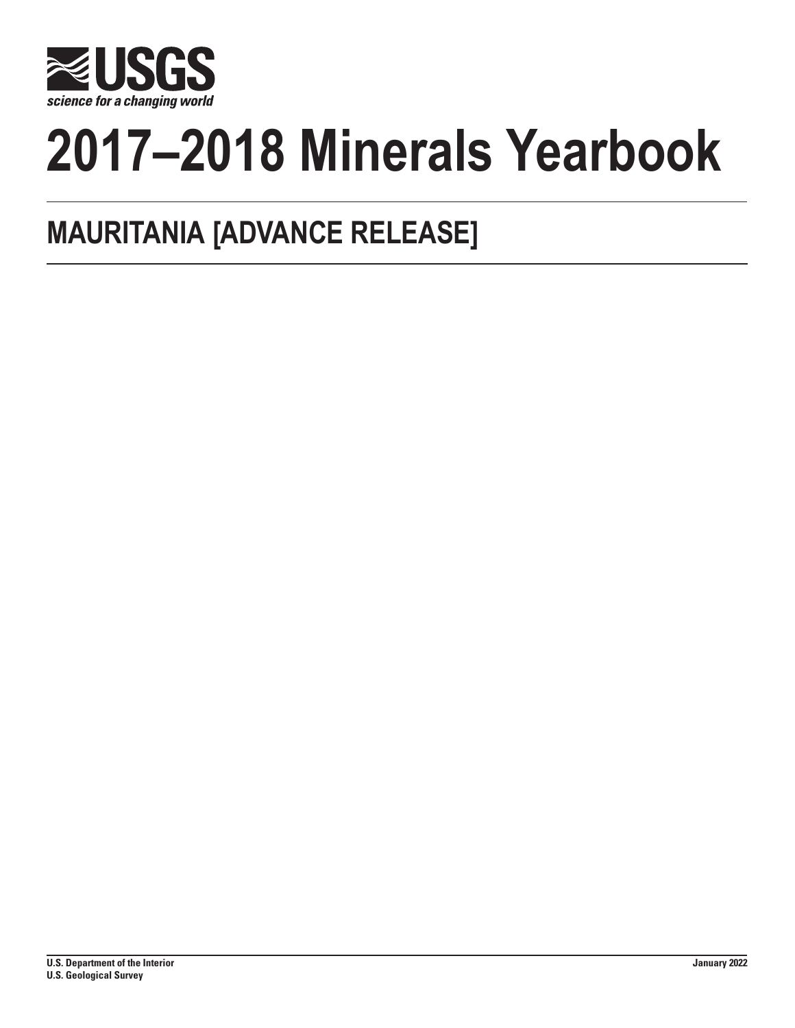USGS

science for a changing world

# 2017–2018 Minerals Yearbook

## MAURITANIA [ADVANCE RELEASE]

U.S. Department of the Interior
U.S. Geological Survey

January 2022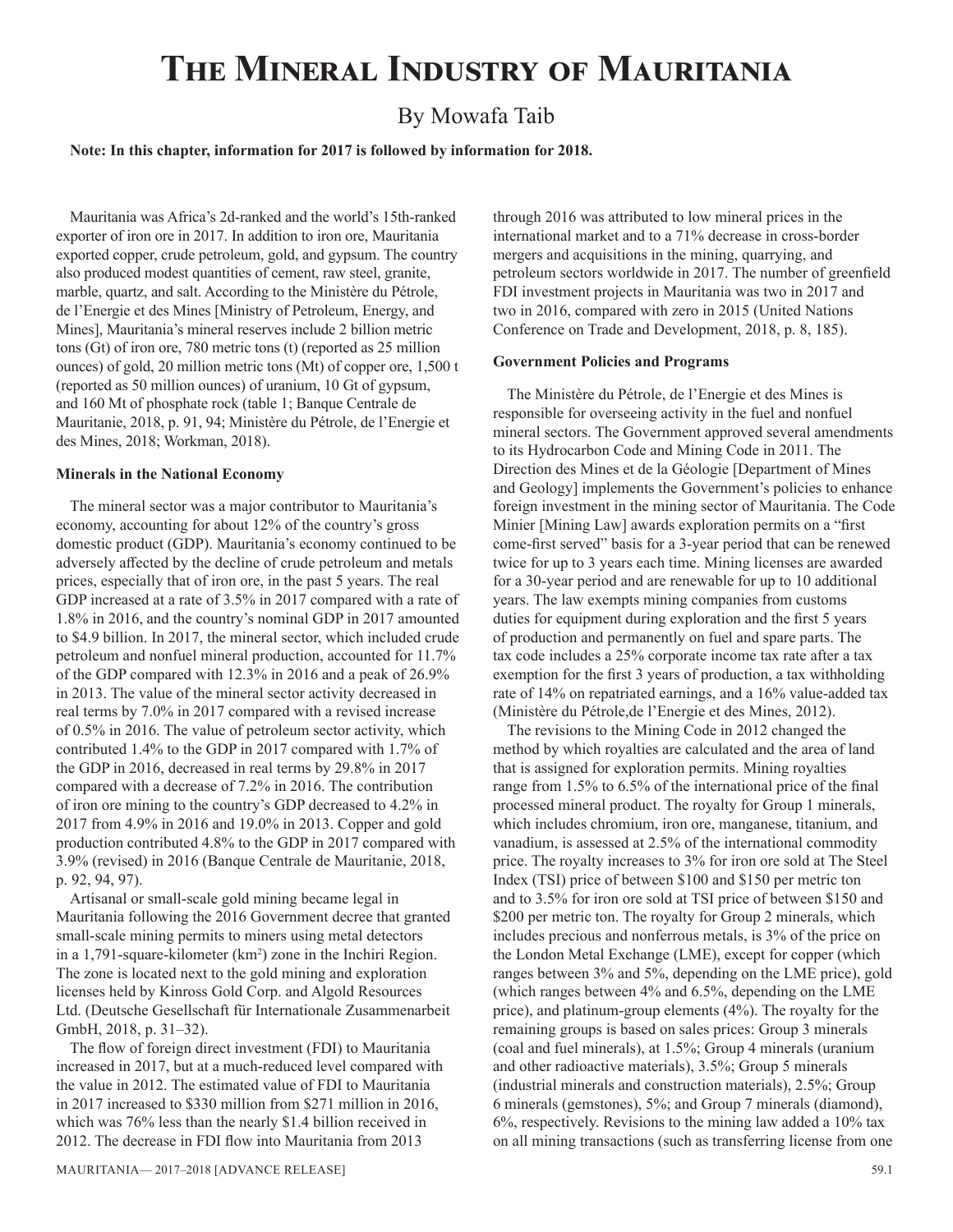// Output trimmed to the minimum needed to confirm the answer is correct.
# The Mineral Industry of Mauritania

By Mowafa Taib

**Note: In this chapter, information for 2017 is followed by information for 2018.**

Mauritania was Africa's 2d-ranked and the world's 15th-ranked exporter of iron ore in 2017. In addition to iron ore, Mauritania exported copper, crude petroleum, gold, and gypsum. The country also produced modest quantities of cement, raw steel, granite, marble, quartz, and salt. According to the Ministère du Pétrole, de l'Energie et des Mines [Ministry of Petroleum, Energy, and Mines], Mauritania's mineral reserves include 2 billion metric tons (Gt) of iron ore, 780 metric tons (t) (reported as 25 million ounces) of gold, 20 million metric tons (Mt) of copper ore, 1,500 t (reported as 50 million ounces) of uranium, 10 Gt of gypsum, and 160 Mt of phosphate rock (table 1; Banque Centrale de Mauritanie, 2018, p. 91, 94; Ministère du Pétrole, de l'Energie et des Mines, 2018; Workman, 2018).

### Minerals in the National Economy

The mineral sector was a major contributor to Mauritania's economy, accounting for about 12% of the country's gross domestic product (GDP). Mauritania's economy continued to be adversely affected by the decline of crude petroleum and metals prices, especially that of iron ore, in the past 5 years. The real GDP increased at a rate of 3.5% in 2017 compared with a rate of 1.8% in 2016, and the country's nominal GDP in 2017 amounted to $4.9 billion. In 2017, the mineral sector, which included crude petroleum and nonfuel mineral production, accounted for 11.7% of the GDP compared with 12.3% in 2016 and a peak of 26.9% in 2013. The value of the mineral sector activity decreased in real terms by 7.0% in 2017 compared with a revised increase of 0.5% in 2016. The value of petroleum sector activity, which contributed 1.4% to the GDP in 2017 compared with 1.7% of the GDP in 2016, decreased in real terms by 29.8% in 2017 compared with a decrease of 7.2% in 2016. The contribution of iron ore mining to the country's GDP decreased to 4.2% in 2017 from 4.9% in 2016 and 19.0% in 2013. Copper and gold production contributed 4.8% to the GDP in 2017 compared with 3.9% (revised) in 2016 (Banque Centrale de Mauritanie, 2018, p. 92, 94, 97).

Artisanal or small-scale gold mining became legal in Mauritania following the 2016 Government decree that granted small-scale mining permits to miners using metal detectors in a 1,791-square-kilometer (km$^2$) zone in the Inchiri Region. The zone is located next to the gold mining and exploration licenses held by Kinross Gold Corp. and Algold Resources Ltd. (Deutsche Gesellschaft für Internationale Zusammenarbeit GmbH, 2018, p. 31–32).

The flow of foreign direct investment (FDI) to Mauritania increased in 2017, but at a much-reduced level compared with the value in 2012. The estimated value of FDI to Mauritania in 2017 increased to $330 million from $271 million in 2016, which was 76% less than the nearly $1.4 billion received in 2012. The decrease in FDI flow into Mauritania from 2013 through 2016 was attributed to low mineral prices in the international market and to a 71% decrease in cross-border mergers and acquisitions in the mining, quarrying, and petroleum sectors worldwide in 2017. The number of greenfield FDI investment projects in Mauritania was two in 2017 and two in 2016, compared with zero in 2015 (United Nations Conference on Trade and Development, 2018, p. 8, 185).

### Government Policies and Programs

The Ministère du Pétrole, de l'Energie et des Mines is responsible for overseeing activity in the fuel and nonfuel mineral sectors. The Government approved several amendments to its Hydrocarbon Code and Mining Code in 2011. The Direction des Mines et de la Géologie [Department of Mines and Geology] implements the Government's policies to enhance foreign investment in the mining sector of Mauritania. The Code Minier [Mining Law] awards exploration permits on a "first come-first served" basis for a 3-year period that can be renewed twice for up to 3 years each time. Mining licenses are awarded for a 30-year period and are renewable for up to 10 additional years. The law exempts mining companies from customs duties for equipment during exploration and the first 5 years of production and permanently on fuel and spare parts. The tax code includes a 25% corporate income tax rate after a tax exemption for the first 3 years of production, a tax withholding rate of 14% on repatriated earnings, and a 16% value-added tax (Ministère du Pétrole,de l'Energie et des Mines, 2012).

The revisions to the Mining Code in 2012 changed the method by which royalties are calculated and the area of land that is assigned for exploration permits. Mining royalties range from 1.5% to 6.5% of the international price of the final processed mineral product. The royalty for Group 1 minerals, which includes chromium, iron ore, manganese, titanium, and vanadium, is assessed at 2.5% of the international commodity price. The royalty increases to 3% for iron ore sold at The Steel Index (TSI) price of between $100 and $150 per metric ton and to 3.5% for iron ore sold at TSI price of between $150 and $200 per metric ton. The royalty for Group 2 minerals, which includes precious and nonferrous metals, is 3% of the price on the London Metal Exchange (LME), except for copper (which ranges between 3% and 5%, depending on the LME price), gold (which ranges between 4% and 6.5%, depending on the LME price), and platinum-group elements (4%). The royalty for the remaining groups is based on sales prices: Group 3 minerals (coal and fuel minerals), at 1.5%; Group 4 minerals (uranium and other radioactive materials), 3.5%; Group 5 minerals (industrial minerals and construction materials), 2.5%; Group 6 minerals (gemstones), 5%; and Group 7 minerals (diamond), 6%, respectively. Revisions to the mining law added a 10% tax on all mining transactions (such as transferring license from one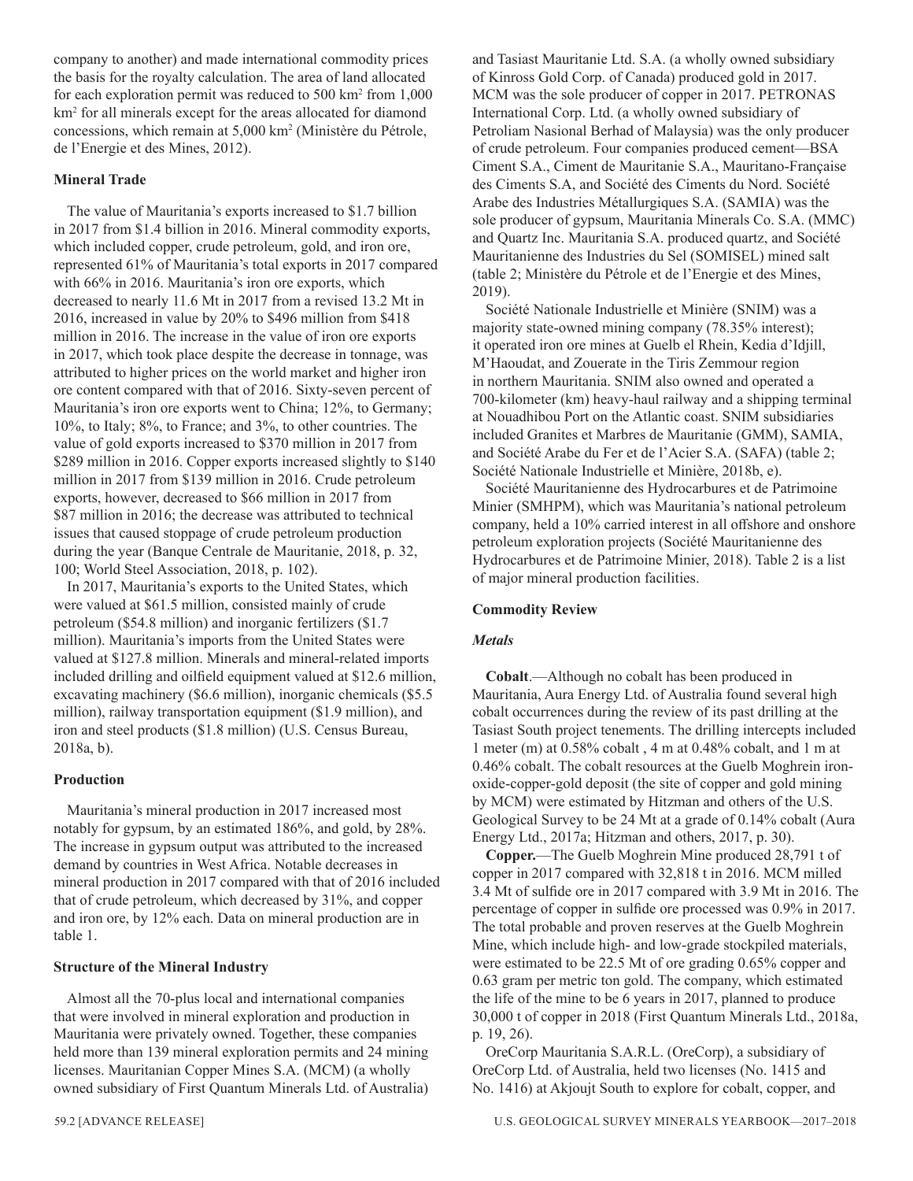company to another) and made international commodity prices the basis for the royalty calculation. The area of land allocated for each exploration permit was reduced to 500 km$^2$ from 1,000 km$^2$ for all minerals except for the areas allocated for diamond concessions, which remain at 5,000 km$^2$ (Ministère du Pétrole, de l'Energie et des Mines, 2012).

**Mineral Trade**

The value of Mauritania's exports increased to $1.7 billion in 2017 from $1.4 billion in 2016. Mineral commodity exports, which included copper, crude petroleum, gold, and iron ore, represented 61% of Mauritania's total exports in 2017 compared with 66% in 2016. Mauritania's iron ore exports, which decreased to nearly 11.6 Mt in 2017 from a revised 13.2 Mt in 2016, increased in value by 20% to $496 million from $418 million in 2016. The increase in the value of iron ore exports in 2017, which took place despite the decrease in tonnage, was attributed to higher prices on the world market and higher iron ore content compared with that of 2016. Sixty-seven percent of Mauritania's iron ore exports went to China; 12%, to Germany; 10%, to Italy; 8%, to France; and 3%, to other countries. The value of gold exports increased to $370 million in 2017 from $289 million in 2016. Copper exports increased slightly to $140 million in 2017 from $139 million in 2016. Crude petroleum exports, however, decreased to $66 million in 2017 from $87 million in 2016; the decrease was attributed to technical issues that caused stoppage of crude petroleum production during the year (Banque Centrale de Mauritanie, 2018, p. 32, 100; World Steel Association, 2018, p. 102).

In 2017, Mauritania's exports to the United States, which were valued at $61.5 million, consisted mainly of crude petroleum ($54.8 million) and inorganic fertilizers ($1.7 million). Mauritania's imports from the United States were valued at $127.8 million. Minerals and mineral-related imports included drilling and oilfield equipment valued at $12.6 million, excavating machinery ($6.6 million), inorganic chemicals ($5.5 million), railway transportation equipment ($1.9 million), and iron and steel products ($1.8 million) (U.S. Census Bureau, 2018a, b).

**Production**

Mauritania's mineral production in 2017 increased most notably for gypsum, by an estimated 186%, and gold, by 28%. The increase in gypsum output was attributed to the increased demand by countries in West Africa. Notable decreases in mineral production in 2017 compared with that of 2016 included that of crude petroleum, which decreased by 31%, and copper and iron ore, by 12% each. Data on mineral production are in table 1.

**Structure of the Mineral Industry**

Almost all the 70-plus local and international companies that were involved in mineral exploration and production in Mauritania were privately owned. Together, these companies held more than 139 mineral exploration permits and 24 mining licenses. Mauritanian Copper Mines S.A. (MCM) (a wholly owned subsidiary of First Quantum Minerals Ltd. of Australia) and Tasiast Mauritanie Ltd. S.A. (a wholly owned subsidiary of Kinross Gold Corp. of Canada) produced gold in 2017. MCM was the sole producer of copper in 2017. PETRONAS International Corp. Ltd. (a wholly owned subsidiary of Petroliam Nasional Berhad of Malaysia) was the only producer of crude petroleum. Four companies produced cement—BSA Ciment S.A., Ciment de Mauritanie S.A., Mauritano-Française des Ciments S.A, and Société des Ciments du Nord. Société Arabe des Industries Métallurgiques S.A. (SAMIA) was the sole producer of gypsum, Mauritania Minerals Co. S.A. (MMC) and Quartz Inc. Mauritania S.A. produced quartz, and Société Mauritanienne des Industries du Sel (SOMISEL) mined salt (table 2; Ministère du Pétrole et de l'Energie et des Mines, 2019).

Société Nationale Industrielle et Minière (SNIM) was a majority state-owned mining company (78.35% interest); it operated iron ore mines at Guelb el Rhein, Kedia d'Idjill, M'Haoudat, and Zouerate in the Tiris Zemmour region in northern Mauritania. SNIM also owned and operated a 700-kilometer (km) heavy-haul railway and a shipping terminal at Nouadhibou Port on the Atlantic coast. SNIM subsidiaries included Granites et Marbres de Mauritanie (GMM), SAMIA, and Société Arabe du Fer et de l'Acier S.A. (SAFA) (table 2; Société Nationale Industrielle et Minière, 2018b, e).

Société Mauritanienne des Hydrocarbures et de Patrimoine Minier (SMHPM), which was Mauritania's national petroleum company, held a 10% carried interest in all offshore and onshore petroleum exploration projects (Société Mauritanienne des Hydrocarbures et de Patrimoine Minier, 2018). Table 2 is a list of major mineral production facilities.

**Commodity Review**

***Metals***

**Cobalt**.—Although no cobalt has been produced in Mauritania, Aura Energy Ltd. of Australia found several high cobalt occurrences during the review of its past drilling at the Tasiast South project tenements. The drilling intercepts included 1 meter (m) at 0.58% cobalt , 4 m at 0.48% cobalt, and 1 m at 0.46% cobalt. The cobalt resources at the Guelb Moghrein iron-oxide-copper-gold deposit (the site of copper and gold mining by MCM) were estimated by Hitzman and others of the U.S. Geological Survey to be 24 Mt at a grade of 0.14% cobalt (Aura Energy Ltd., 2017a; Hitzman and others, 2017, p. 30).

**Copper.**—The Guelb Moghrein Mine produced 28,791 t of copper in 2017 compared with 32,818 t in 2016. MCM milled 3.4 Mt of sulfide ore in 2017 compared with 3.9 Mt in 2016. The percentage of copper in sulfide ore processed was 0.9% in 2017. The total probable and proven reserves at the Guelb Moghrein Mine, which include high- and low-grade stockpiled materials, were estimated to be 22.5 Mt of ore grading 0.65% copper and 0.63 gram per metric ton gold. The company, which estimated the life of the mine to be 6 years in 2017, planned to produce 30,000 t of copper in 2018 (First Quantum Minerals Ltd., 2018a, p. 19, 26).

OreCorp Mauritania S.A.R.L. (OreCorp), a subsidiary of OreCorp Ltd. of Australia, held two licenses (No. 1415 and No. 1416) at Akjoujt South to explore for cobalt, copper, and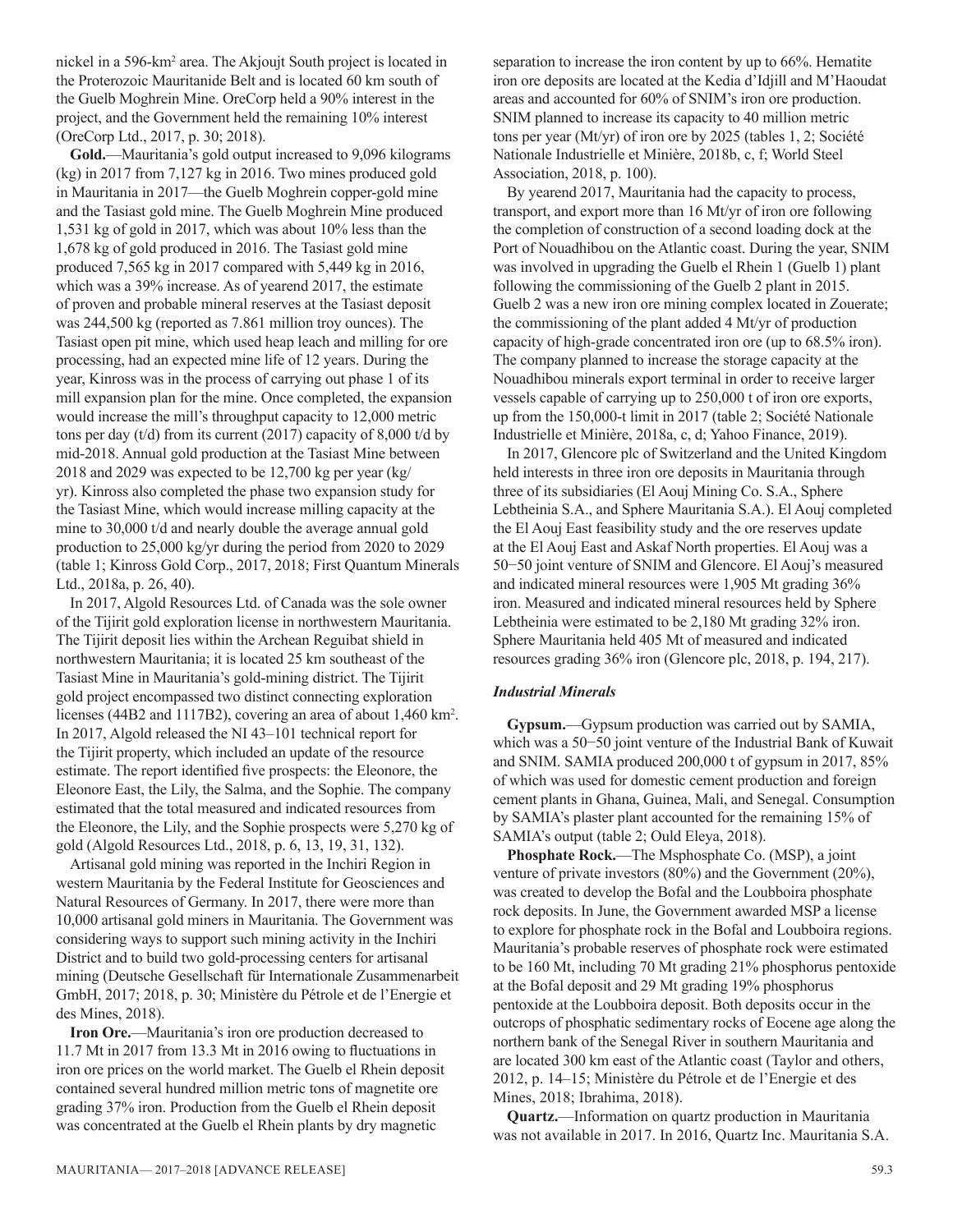nickel in a 596-km$^2$ area. The Akjoujt South project is located in the Proterozoic Mauritanide Belt and is located 60 km south of the Guelb Moghrein Mine. OreCorp held a 90% interest in the project, and the Government held the remaining 10% interest (OreCorp Ltd., 2017, p. 30; 2018).

**Gold.**—Mauritania's gold output increased to 9,096 kilograms (kg) in 2017 from 7,127 kg in 2016. Two mines produced gold in Mauritania in 2017—the Guelb Moghrein copper-gold mine and the Tasiast gold mine. The Guelb Moghrein Mine produced 1,531 kg of gold in 2017, which was about 10% less than the 1,678 kg of gold produced in 2016. The Tasiast gold mine produced 7,565 kg in 2017 compared with 5,449 kg in 2016, which was a 39% increase. As of yearend 2017, the estimate of proven and probable mineral reserves at the Tasiast deposit was 244,500 kg (reported as 7.861 million troy ounces). The Tasiast open pit mine, which used heap leach and milling for ore processing, had an expected mine life of 12 years. During the year, Kinross was in the process of carrying out phase 1 of its mill expansion plan for the mine. Once completed, the expansion would increase the mill's throughput capacity to 12,000 metric tons per day (t/d) from its current (2017) capacity of 8,000 t/d by mid-2018. Annual gold production at the Tasiast Mine between 2018 and 2029 was expected to be 12,700 kg per year (kg/yr). Kinross also completed the phase two expansion study for the Tasiast Mine, which would increase milling capacity at the mine to 30,000 t/d and nearly double the average annual gold production to 25,000 kg/yr during the period from 2020 to 2029 (table 1; Kinross Gold Corp., 2017, 2018; First Quantum Minerals Ltd., 2018a, p. 26, 40).

In 2017, Algold Resources Ltd. of Canada was the sole owner of the Tijirit gold exploration license in northwestern Mauritania. The Tijirit deposit lies within the Archean Reguibat shield in northwestern Mauritania; it is located 25 km southeast of the Tasiast Mine in Mauritania's gold-mining district. The Tijirit gold project encompassed two distinct connecting exploration licenses (44B2 and 1117B2), covering an area of about 1,460 km$^2$. In 2017, Algold released the NI 43–101 technical report for the Tijirit property, which included an update of the resource estimate. The report identified five prospects: the Eleonore, the Eleonore East, the Lily, the Salma, and the Sophie. The company estimated that the total measured and indicated resources from the Eleonore, the Lily, and the Sophie prospects were 5,270 kg of gold (Algold Resources Ltd., 2018, p. 6, 13, 19, 31, 132).

Artisanal gold mining was reported in the Inchiri Region in western Mauritania by the Federal Institute for Geosciences and Natural Resources of Germany. In 2017, there were more than 10,000 artisanal gold miners in Mauritania. The Government was considering ways to support such mining activity in the Inchiri District and to build two gold-processing centers for artisanal mining (Deutsche Gesellschaft für Internationale Zusammenarbeit GmbH, 2017; 2018, p. 30; Ministère du Pétrole et de l'Energie et des Mines, 2018).

**Iron Ore.**—Mauritania's iron ore production decreased to 11.7 Mt in 2017 from 13.3 Mt in 2016 owing to fluctuations in iron ore prices on the world market. The Guelb el Rhein deposit contained several hundred million metric tons of magnetite ore grading 37% iron. Production from the Guelb el Rhein deposit was concentrated at the Guelb el Rhein plants by dry magnetic separation to increase the iron content by up to 66%. Hematite iron ore deposits are located at the Kedia d'Idjill and M'Haoudat areas and accounted for 60% of SNIM's iron ore production. SNIM planned to increase its capacity to 40 million metric tons per year (Mt/yr) of iron ore by 2025 (tables 1, 2; Société Nationale Industrielle et Minière, 2018b, c, f; World Steel Association, 2018, p. 100).

By yearend 2017, Mauritania had the capacity to process, transport, and export more than 16 Mt/yr of iron ore following the completion of construction of a second loading dock at the Port of Nouadhibou on the Atlantic coast. During the year, SNIM was involved in upgrading the Guelb el Rhein 1 (Guelb 1) plant following the commissioning of the Guelb 2 plant in 2015. Guelb 2 was a new iron ore mining complex located in Zouerate; the commissioning of the plant added 4 Mt/yr of production capacity of high-grade concentrated iron ore (up to 68.5% iron). The company planned to increase the storage capacity at the Nouadhibou minerals export terminal in order to receive larger vessels capable of carrying up to 250,000 t of iron ore exports, up from the 150,000-t limit in 2017 (table 2; Société Nationale Industrielle et Minière, 2018a, c, d; Yahoo Finance, 2019).

In 2017, Glencore plc of Switzerland and the United Kingdom held interests in three iron ore deposits in Mauritania through three of its subsidiaries (El Aouj Mining Co. S.A., Sphere Lebtheinia S.A., and Sphere Mauritania S.A.). El Aouj completed the El Aouj East feasibility study and the ore reserves update at the El Aouj East and Askaf North properties. El Aouj was a 50−50 joint venture of SNIM and Glencore. El Aouj's measured and indicated mineral resources were 1,905 Mt grading 36% iron. Measured and indicated mineral resources held by Sphere Lebtheinia were estimated to be 2,180 Mt grading 32% iron. Sphere Mauritania held 405 Mt of measured and indicated resources grading 36% iron (Glencore plc, 2018, p. 194, 217).

### *Industrial Minerals*

**Gypsum.**—Gypsum production was carried out by SAMIA, which was a 50−50 joint venture of the Industrial Bank of Kuwait and SNIM. SAMIA produced 200,000 t of gypsum in 2017, 85% of which was used for domestic cement production and foreign cement plants in Ghana, Guinea, Mali, and Senegal. Consumption by SAMIA's plaster plant accounted for the remaining 15% of SAMIA's output (table 2; Ould Eleya, 2018).

**Phosphate Rock.**—The Msphosphate Co. (MSP), a joint venture of private investors (80%) and the Government (20%), was created to develop the Bofal and the Loubboira phosphate rock deposits. In June, the Government awarded MSP a license to explore for phosphate rock in the Bofal and Loubboira regions. Mauritania's probable reserves of phosphate rock were estimated to be 160 Mt, including 70 Mt grading 21% phosphorus pentoxide at the Bofal deposit and 29 Mt grading 19% phosphorus pentoxide at the Loubboira deposit. Both deposits occur in the outcrops of phosphatic sedimentary rocks of Eocene age along the northern bank of the Senegal River in southern Mauritania and are located 300 km east of the Atlantic coast (Taylor and others, 2012, p. 14–15; Ministère du Pétrole et de l'Energie et des Mines, 2018; Ibrahima, 2018).

**Quartz.**—Information on quartz production in Mauritania was not available in 2017. In 2016, Quartz Inc. Mauritania S.A.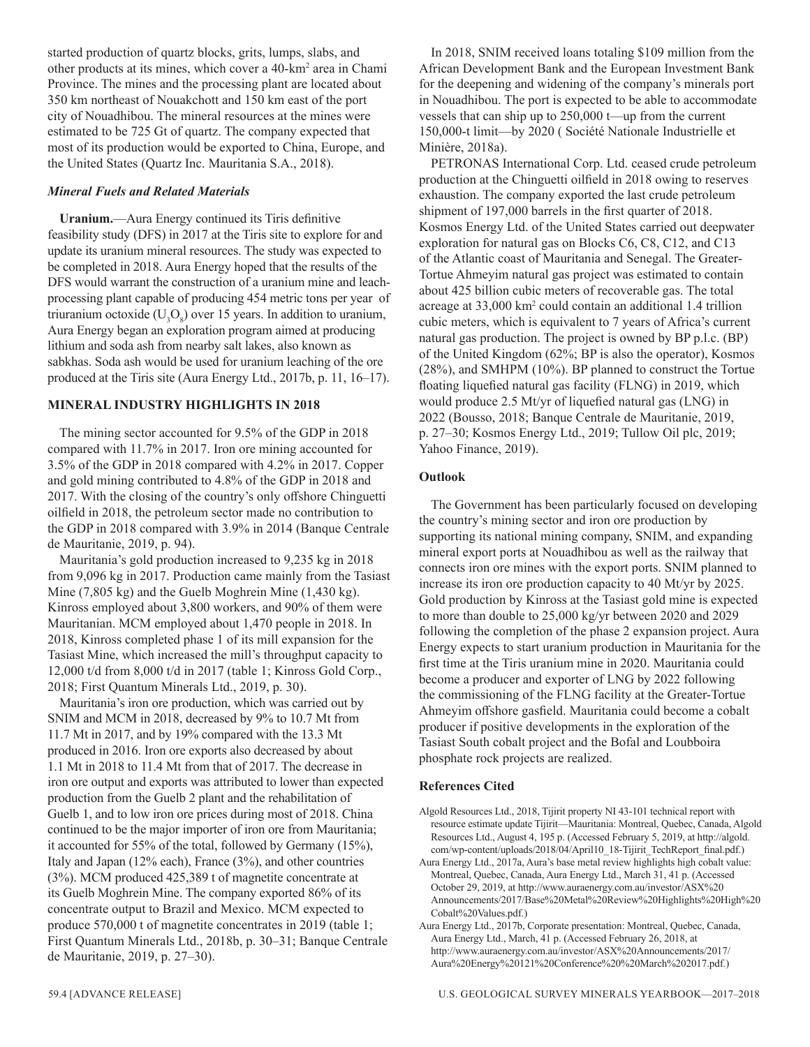started production of quartz blocks, grits, lumps, slabs, and other products at its mines, which cover a 40-km$^2$ area in Chami Province. The mines and the processing plant are located about 350 km northeast of Nouakchott and 150 km east of the port city of Nouadhibou. The mineral resources at the mines were estimated to be 725 Gt of quartz. The company expected that most of its production would be exported to China, Europe, and the United States (Quartz Inc. Mauritania S.A., 2018).

### *Mineral Fuels and Related Materials*

**Uranium.**—Aura Energy continued its Tiris definitive feasibility study (DFS) in 2017 at the Tiris site to explore for and update its uranium mineral resources. The study was expected to be completed in 2018. Aura Energy hoped that the results of the DFS would warrant the construction of a uranium mine and leach-processing plant capable of producing 454 metric tons per year of triuranium octoxide ($U_3O_8$) over 15 years. In addition to uranium, Aura Energy began an exploration program aimed at producing lithium and soda ash from nearby salt lakes, also known as sabkhas. Soda ash would be used for uranium leaching of the ore produced at the Tiris site (Aura Energy Ltd., 2017b, p. 11, 16–17).

## MINERAL INDUSTRY HIGHLIGHTS IN 2018

The mining sector accounted for 9.5% of the GDP in 2018 compared with 11.7% in 2017. Iron ore mining accounted for 3.5% of the GDP in 2018 compared with 4.2% in 2017. Copper and gold mining contributed to 4.8% of the GDP in 2018 and 2017. With the closing of the country's only offshore Chinguetti oilfield in 2018, the petroleum sector made no contribution to the GDP in 2018 compared with 3.9% in 2014 (Banque Centrale de Mauritanie, 2019, p. 94).

Mauritania's gold production increased to 9,235 kg in 2018 from 9,096 kg in 2017. Production came mainly from the Tasiast Mine (7,805 kg) and the Guelb Moghrein Mine (1,430 kg). Kinross employed about 3,800 workers, and 90% of them were Mauritanian. MCM employed about 1,470 people in 2018. In 2018, Kinross completed phase 1 of its mill expansion for the Tasiast Mine, which increased the mill's throughput capacity to 12,000 t/d from 8,000 t/d in 2017 (table 1; Kinross Gold Corp., 2018; First Quantum Minerals Ltd., 2019, p. 30).

Mauritania's iron ore production, which was carried out by SNIM and MCM in 2018, decreased by 9% to 10.7 Mt from 11.7 Mt in 2017, and by 19% compared with the 13.3 Mt produced in 2016. Iron ore exports also decreased by about 1.1 Mt in 2018 to 11.4 Mt from that of 2017. The decrease in iron ore output and exports was attributed to lower than expected production from the Guelb 2 plant and the rehabilitation of Guelb 1, and to low iron ore prices during most of 2018. China continued to be the major importer of iron ore from Mauritania; it accounted for 55% of the total, followed by Germany (15%), Italy and Japan (12% each), France (3%), and other countries (3%). MCM produced 425,389 t of magnetite concentrate at its Guelb Moghrein Mine. The company exported 86% of its concentrate output to Brazil and Mexico. MCM expected to produce 570,000 t of magnetite concentrates in 2019 (table 1; First Quantum Minerals Ltd., 2018b, p. 30–31; Banque Centrale de Mauritanie, 2019, p. 27–30).

In 2018, SNIM received loans totaling $109 million from the African Development Bank and the European Investment Bank for the deepening and widening of the company's minerals port in Nouadhibou. The port is expected to be able to accommodate vessels that can ship up to 250,000 t—up from the current 150,000-t limit—by 2020 ( Société Nationale Industrielle et Minière, 2018a).

PETRONAS International Corp. Ltd. ceased crude petroleum production at the Chinguetti oilfield in 2018 owing to reserves exhaustion. The company exported the last crude petroleum shipment of 197,000 barrels in the first quarter of 2018. Kosmos Energy Ltd. of the United States carried out deepwater exploration for natural gas on Blocks C6, C8, C12, and C13 of the Atlantic coast of Mauritania and Senegal. The Greater-Tortue Ahmeyim natural gas project was estimated to contain about 425 billion cubic meters of recoverable gas. The total acreage at 33,000 km$^2$ could contain an additional 1.4 trillion cubic meters, which is equivalent to 7 years of Africa's current natural gas production. The project is owned by BP p.l.c. (BP) of the United Kingdom (62%; BP is also the operator), Kosmos (28%), and SMHPM (10%). BP planned to construct the Tortue floating liquefied natural gas facility (FLNG) in 2019, which would produce 2.5 Mt/yr of liquefied natural gas (LNG) in 2022 (Bousso, 2018; Banque Centrale de Mauritanie, 2019, p. 27–30; Kosmos Energy Ltd., 2019; Tullow Oil plc, 2019; Yahoo Finance, 2019).

### Outlook

The Government has been particularly focused on developing the country's mining sector and iron ore production by supporting its national mining company, SNIM, and expanding mineral export ports at Nouadhibou as well as the railway that connects iron ore mines with the export ports. SNIM planned to increase its iron ore production capacity to 40 Mt/yr by 2025. Gold production by Kinross at the Tasiast gold mine is expected to more than double to 25,000 kg/yr between 2020 and 2029 following the completion of the phase 2 expansion project. Aura Energy expects to start uranium production in Mauritania for the first time at the Tiris uranium mine in 2020. Mauritania could become a producer and exporter of LNG by 2022 following the commissioning of the FLNG facility at the Greater-Tortue Ahmeyim offshore gasfield. Mauritania could become a cobalt producer if positive developments in the exploration of the Tasiast South cobalt project and the Bofal and Loubboira phosphate rock projects are realized.

### References Cited

Algold Resources Ltd., 2018, Tijirit property NI 43-101 technical report with resource estimate update Tijirit—Mauritania: Montreal, Quebec, Canada, Algold Resources Ltd., August 4, 195 p. (Accessed February 5, 2019, at http://algold.com/wp-content/uploads/2018/04/April10_18-Tijirit_TechReport_final.pdf.)

Aura Energy Ltd., 2017a, Aura's base metal review highlights high cobalt value: Montreal, Quebec, Canada, Aura Energy Ltd., March 31, 41 p. (Accessed October 29, 2019, at http://www.auraenergy.com.au/investor/ASX%20Announcements/2017/Base%20Metal%20Review%20Highlights%20High%20Cobalt%20Values.pdf.)

Aura Energy Ltd., 2017b, Corporate presentation: Montreal, Quebec, Canada, Aura Energy Ltd., March, 41 p. (Accessed February 26, 2018, at http://www.auraenergy.com.au/investor/ASX%20Announcements/2017/Aura%20Energy%20121%20Conference%20%20March%202017.pdf.)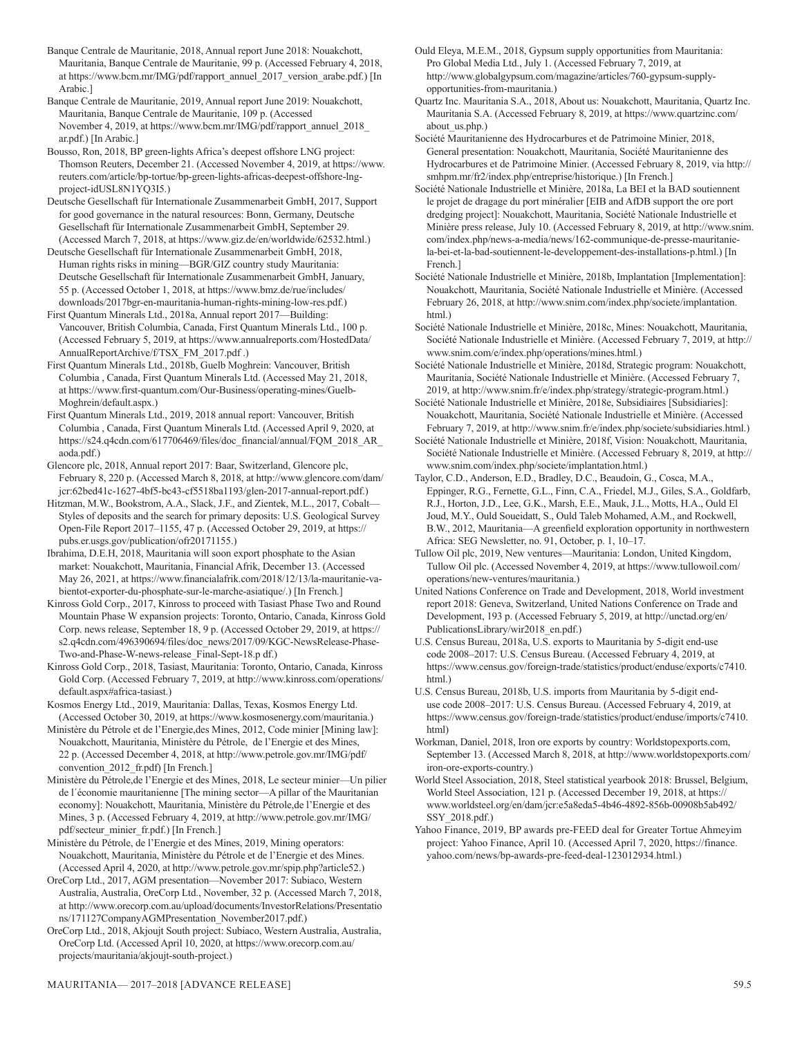Banque Centrale de Mauritanie, 2018, Annual report June 2018: Nouakchott, Mauritania, Banque Centrale de Mauritanie, 99 p. (Accessed February 4, 2018, at https://www.bcm.mr/IMG/pdf/rapport_annuel_2017_version_arabe.pdf.) [In Arabic.]

Banque Centrale de Mauritanie, 2019, Annual report June 2019: Nouakchott, Mauritania, Banque Centrale de Mauritanie, 109 p. (Accessed November 4, 2019, at https://www.bcm.mr/IMG/pdf/rapport_annuel_2018_ar.pdf.) [In Arabic.]

Bousso, Ron, 2018, BP green-lights Africa's deepest offshore LNG project: Thomson Reuters, December 21. (Accessed November 4, 2019, at https://www.reuters.com/article/bp-tortue/bp-green-lights-africas-deepest-offshore-lng-project-idUSL8N1YQ3I5.)

Deutsche Gesellschaft für Internationale Zusammenarbeit GmbH, 2017, Support for good governance in the natural resources: Bonn, Germany, Deutsche Gesellschaft für Internationale Zusammenarbeit GmbH, September 29. (Accessed March 7, 2018, at https://www.giz.de/en/worldwide/62532.html.)

Deutsche Gesellschaft für Internationale Zusammenarbeit GmbH, 2018, Human rights risks in mining—BGR/GIZ country study Mauritania: Deutsche Gesellschaft für Internationale Zusammenarbeit GmbH, January, 55 p. (Accessed October 1, 2018, at https://www.bmz.de/rue/includes/downloads/2017bgr-en-mauritania-human-rights-mining-low-res.pdf.)

First Quantum Minerals Ltd., 2018a, Annual report 2017—Building: Vancouver, British Columbia, Canada, First Quantum Minerals Ltd., 100 p. (Accessed February 5, 2019, at https://www.annualreports.com/HostedData/AnnualReportArchive/f/TSX_FM_2017.pdf .)

First Quantum Minerals Ltd., 2018b, Guelb Moghrein: Vancouver, British Columbia , Canada, First Quantum Minerals Ltd. (Accessed May 21, 2018, at https://www.first-quantum.com/Our-Business/operating-mines/Guelb-Moghrein/default.aspx.)

First Quantum Minerals Ltd., 2019, 2018 annual report: Vancouver, British Columbia , Canada, First Quantum Minerals Ltd. (Accessed April 9, 2020, at https://s24.q4cdn.com/617706469/files/doc_financial/annual/FQM_2018_AR_aoda.pdf.)

Glencore plc, 2018, Annual report 2017: Baar, Switzerland, Glencore plc, February 8, 220 p. (Accessed March 8, 2018, at http://www.glencore.com/dam/jcr:62bed41c-1627-4bf5-bc43-cf5518ba1193/glen-2017-annual-report.pdf.)

Hitzman, M.W., Bookstrom, A.A., Slack, J.F., and Zientek, M.L., 2017, Cobalt—Styles of deposits and the search for primary deposits: U.S. Geological Survey Open-File Report 2017–1155, 47 p. (Accessed October 29, 2019, at https://pubs.er.usgs.gov/publication/ofr20171155.)

Ibrahima, D.E.H, 2018, Mauritania will soon export phosphate to the Asian market: Nouakchott, Mauritania, Financial Afrik, December 13. (Accessed May 26, 2021, at https://www.financialafrik.com/2018/12/13/la-mauritanie-va-bientot-exporter-du-phosphate-sur-le-marche-asiatique/.) [In French.]

Kinross Gold Corp., 2017, Kinross to proceed with Tasiast Phase Two and Round Mountain Phase W expansion projects: Toronto, Ontario, Canada, Kinross Gold Corp. news release, September 18, 9 p. (Accessed October 29, 2019, at https://s2.q4cdn.com/496390694/files/doc_news/2017/09/KGC-NewsRelease-Phase-Two-and-Phase-W-news-release_Final-Sept-18.p df.)

Kinross Gold Corp., 2018, Tasiast, Mauritania: Toronto, Ontario, Canada, Kinross Gold Corp. (Accessed February 7, 2019, at http://www.kinross.com/operations/default.aspx#africa-tasiast.)

Kosmos Energy Ltd., 2019, Mauritania: Dallas, Texas, Kosmos Energy Ltd. (Accessed October 30, 2019, at https://www.kosmosenergy.com/mauritania.)

Ministère du Pétrole et de l'Energie,des Mines, 2012, Code minier [Mining law]: Nouakchott, Mauritania, Ministère du Pétrole, de l'Energie et des Mines, 22 p. (Accessed December 4, 2018, at http://www.petrole.gov.mr/IMG/pdf/convention_2012_fr.pdf) [In French.]

Ministère du Pétrole,de l'Energie et des Mines, 2018, Le secteur minier—Un pilier de l´économie mauritanienne [The mining sector—A pillar of the Mauritanian economy]: Nouakchott, Mauritania, Ministère du Pétrole,de l'Energie et des Mines, 3 p. (Accessed February 4, 2019, at http://www.petrole.gov.mr/IMG/pdf/secteur_minier_fr.pdf.) [In French.]

Ministère du Pétrole, de l'Energie et des Mines, 2019, Mining operators: Nouakchott, Mauritania, Ministère du Pétrole et de l'Energie et des Mines. (Accessed April 4, 2020, at http://www.petrole.gov.mr/spip.php?article52.)

OreCorp Ltd., 2017, AGM presentation—November 2017: Subiaco, Western Australia, Australia, OreCorp Ltd., November, 32 p. (Accessed March 7, 2018, at http://www.orecorp.com.au/upload/documents/InvestorRelations/Presentations/171127CompanyAGMPresentation_November2017.pdf.)

OreCorp Ltd., 2018, Akjoujt South project: Subiaco, Western Australia, Australia, OreCorp Ltd. (Accessed April 10, 2020, at https://www.orecorp.com.au/projects/mauritania/akjoujt-south-project.)

Ould Eleya, M.E.M., 2018, Gypsum supply opportunities from Mauritania: Pro Global Media Ltd., July 1. (Accessed February 7, 2019, at http://www.globalgypsum.com/magazine/articles/760-gypsum-supply-opportunities-from-mauritania.)

Quartz Inc. Mauritania S.A., 2018, About us: Nouakchott, Mauritania, Quartz Inc. Mauritania S.A. (Accessed February 8, 2019, at https://www.quartzinc.com/about_us.php.)

Société Mauritanienne des Hydrocarbures et de Patrimoine Minier, 2018, General presentation: Nouakchott, Mauritania, Société Mauritanienne des Hydrocarbures et de Patrimoine Minier. (Accessed February 8, 2019, via http://smhpm.mr/fr2/index.php/entreprise/historique.) [In French.]

Société Nationale Industrielle et Minière, 2018a, La BEI et la BAD soutiennent le projet de dragage du port minéralier [EIB and AfDB support the ore port dredging project]: Nouakchott, Mauritania, Société Nationale Industrielle et Minière press release, July 10. (Accessed February 8, 2019, at http://www.snim.com/index.php/news-a-media/news/162-communique-de-presse-mauritanie-la-bei-et-la-bad-soutiennent-le-developpement-des-installations-p.html.) [In French.]

Société Nationale Industrielle et Minière, 2018b, Implantation [Implementation]: Nouakchott, Mauritania, Société Nationale Industrielle et Minière. (Accessed February 26, 2018, at http://www.snim.com/index.php/societe/implantation.html.)

Société Nationale Industrielle et Minière, 2018c, Mines: Nouakchott, Mauritania, Société Nationale Industrielle et Minière. (Accessed February 7, 2019, at http://www.snim.com/e/index.php/operations/mines.html.)

Société Nationale Industrielle et Minière, 2018d, Strategic program: Nouakchott, Mauritania, Société Nationale Industrielle et Minière. (Accessed February 7, 2019, at http://www.snim.fr/e/index.php/strategy/strategic-program.html.)

Société Nationale Industrielle et Minière, 2018e, Subsidiaires [Subsidiaries]: Nouakchott, Mauritania, Société Nationale Industrielle et Minière. (Accessed February 7, 2019, at http://www.snim.fr/e/index.php/societe/subsidiaries.html.)

Société Nationale Industrielle et Minière, 2018f, Vision: Nouakchott, Mauritania, Société Nationale Industrielle et Minière. (Accessed February 8, 2019, at http://www.snim.com/index.php/societe/implantation.html.)

Taylor, C.D., Anderson, E.D., Bradley, D.C., Beaudoin, G., Cosca, M.A., Eppinger, R.G., Fernette, G.L., Finn, C.A., Friedel, M.J., Giles, S.A., Goldfarb, R.J., Horton, J.D., Lee, G.K., Marsh, E.E., Mauk, J.L., Motts, H.A., Ould El Joud, M.Y., Ould Soueidatt, S., Ould Taleb Mohamed, A.M., and Rockwell, B.W., 2012, Mauritania—A greenfield exploration opportunity in northwestern Africa: SEG Newsletter, no. 91, October, p. 1, 10–17.

Tullow Oil plc, 2019, New ventures—Mauritania: London, United Kingdom, Tullow Oil plc. (Accessed November 4, 2019, at https://www.tullowoil.com/operations/new-ventures/mauritania.)

United Nations Conference on Trade and Development, 2018, World investment report 2018: Geneva, Switzerland, United Nations Conference on Trade and Development, 193 p. (Accessed February 5, 2019, at http://unctad.org/en/PublicationsLibrary/wir2018_en.pdf.)

U.S. Census Bureau, 2018a, U.S. exports to Mauritania by 5-digit end-use code 2008–2017: U.S. Census Bureau. (Accessed February 4, 2019, at https://www.census.gov/foreign-trade/statistics/product/enduse/exports/c7410.html.)

U.S. Census Bureau, 2018b, U.S. imports from Mauritania by 5-digit end-use code 2008–2017: U.S. Census Bureau. (Accessed February 4, 2019, at https://www.census.gov/foreign-trade/statistics/product/enduse/imports/c7410.html)

Workman, Daniel, 2018, Iron ore exports by country: Worldstopexports.com, September 13. (Accessed March 8, 2018, at http://www.worldstopexports.com/iron-ore-exports-country.)

World Steel Association, 2018, Steel statistical yearbook 2018: Brussel, Belgium, World Steel Association, 121 p. (Accessed December 19, 2018, at https://www.worldsteel.org/en/dam/jcr:e5a8eda5-4b46-4892-856b-00908b5ab492/SSY_2018.pdf.)

Yahoo Finance, 2019, BP awards pre-FEED deal for Greater Tortue Ahmeyim project: Yahoo Finance, April 10. (Accessed April 7, 2020, https://finance.yahoo.com/news/bp-awards-pre-feed-deal-123012934.html.)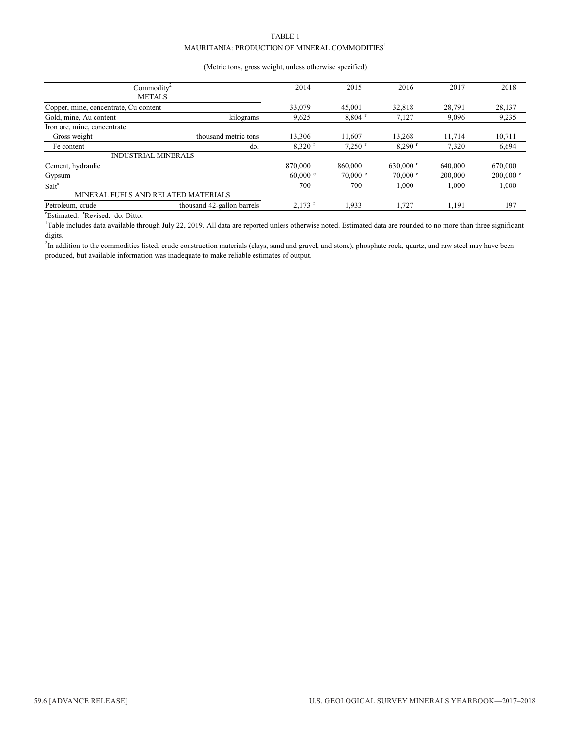TABLE 1

MAURITANIA: PRODUCTION OF MINERAL COMMODITIES[1]

(Metric tons, gross weight, unless otherwise specified)

| Commodity[2] | | 2014 | 2015 | 2016 | 2017 | 2018 |
|---|---|---|---|---|---|---|
| METALS | | | | | | |
| Copper, mine, concentrate, Cu content | | 33,079 | 45,001 | 32,818 | 28,791 | 28,137 |
| Gold, mine, Au content | kilograms | 9,625 | 8,804 [r] | 7,127 | 9,096 | 9,235 |
| Iron ore, mine, concentrate: | | | | | | |
| Gross weight | thousand metric tons | 13,306 | 11,607 | 13,268 | 11,714 | 10,711 |
| Fe content | do. | 8,320 [r] | 7,250 [r] | 8,290 [r] | 7,320 | 6,694 |
| INDUSTRIAL MINERALS | | | | | | |
| Cement, hydraulic | | 870,000 | 860,000 | 630,000 [r] | 640,000 | 670,000 |
| Gypsum | | 60,000 [e] | 70,000 [e] | 70,000 [e] | 200,000 | 200,000 [e] |
| Salt[e] | | 700 | 700 | 1,000 | 1,000 | 1,000 |
| MINERAL FUELS AND RELATED MATERIALS | | | | | | |
| Petroleum, crude | thousand 42-gallon barrels | 2,173 [r] | 1,933 | 1,727 | 1,191 | 197 |

[e]Estimated. [r]Revised. do. Ditto.

[1]Table includes data available through July 22, 2019. All data are reported unless otherwise noted. Estimated data are rounded to no more than three significant digits.

[2]In addition to the commodities listed, crude construction materials (clays, sand and gravel, and stone), phosphate rock, quartz, and raw steel may have been produced, but available information was inadequate to make reliable estimates of output.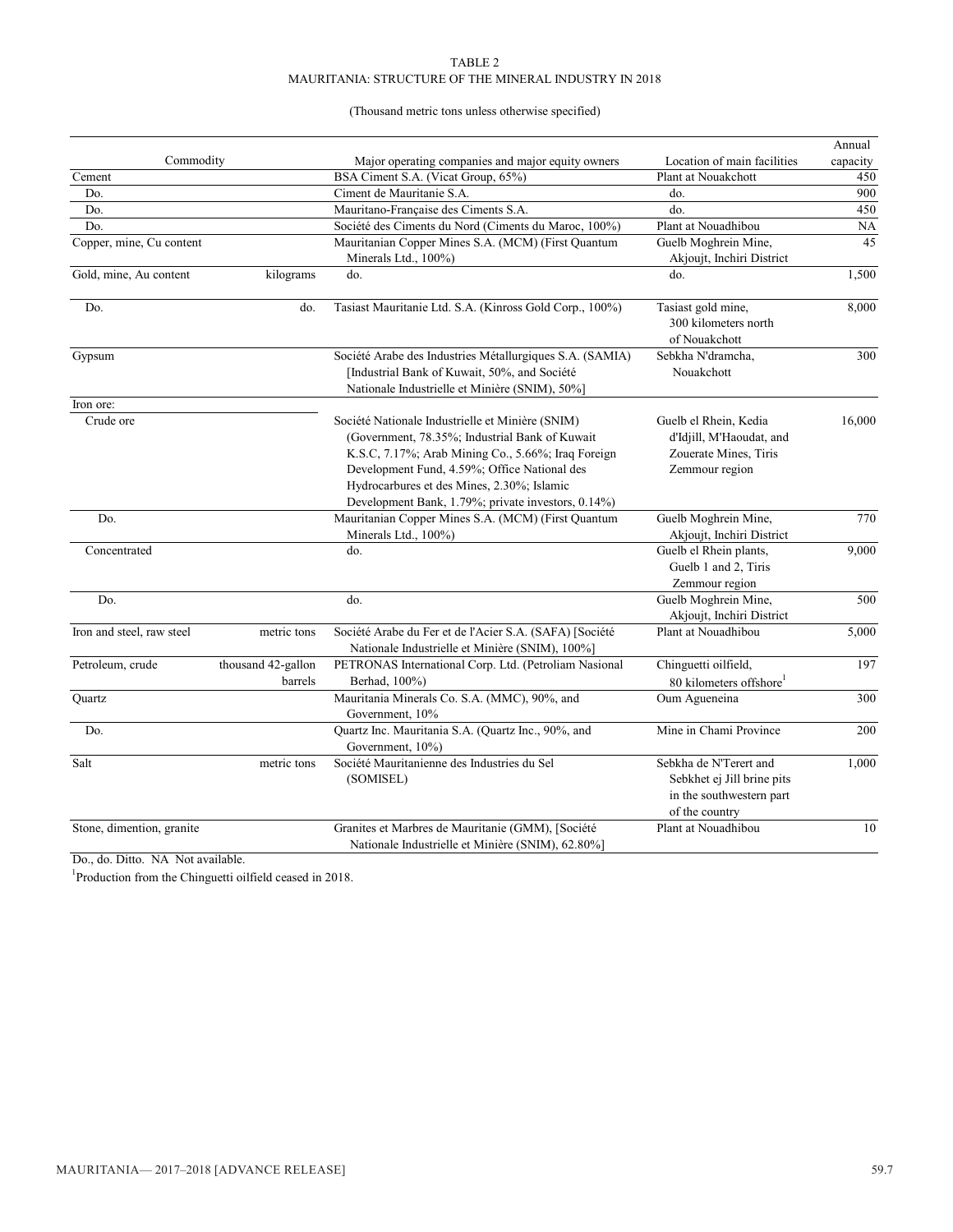TABLE 2
MAURITANIA: STRUCTURE OF THE MINERAL INDUSTRY IN 2018

(Thousand metric tons unless otherwise specified)

| Commodity | | Major operating companies and major equity owners | Location of main facilities | Annual capacity |
|---|---|---|---|---|
| Cement | | BSA Ciment S.A. (Vicat Group, 65%) | Plant at Nouakchott | 450 |
| Do. | | Ciment de Mauritanie S.A. | do. | 900 |
| Do. | | Mauritano-Française des Ciments S.A. | do. | 450 |
| Do. | | Société des Ciments du Nord (Ciments du Maroc, 100%) | Plant at Nouadhibou | NA |
| Copper, mine, Cu content | | Mauritanian Copper Mines S.A. (MCM) (First Quantum Minerals Ltd., 100%) | Guelb Moghrein Mine, Akjoujt, Inchiri District | 45 |
| Gold, mine, Au content | kilograms | do. | do. | 1,500 |
| Do. | do. | Tasiast Mauritanie Ltd. S.A. (Kinross Gold Corp., 100%) | Tasiast gold mine, 300 kilometers north of Nouakchott | 8,000 |
| Gypsum | | Société Arabe des Industries Métallurgiques S.A. (SAMIA) [Industrial Bank of Kuwait, 50%, and Société Nationale Industrielle et Minière (SNIM), 50%] | Sebkha N'dramcha, Nouakchott | 300 |
| Iron ore: | | | | |
| Crude ore | | Société Nationale Industrielle et Minière (SNIM) (Government, 78.35%; Industrial Bank of Kuwait K.S.C, 7.17%; Arab Mining Co., 5.66%; Iraq Foreign Development Fund, 4.59%; Office National des Hydrocarbures et des Mines, 2.30%; Islamic Development Bank, 1.79%; private investors, 0.14%) | Guelb el Rhein, Kedia d'Idjill, M'Haoudat, and Zouerate Mines, Tiris Zemmour region | 16,000 |
| Do. | | Mauritanian Copper Mines S.A. (MCM) (First Quantum Minerals Ltd., 100%) | Guelb Moghrein Mine, Akjoujt, Inchiri District | 770 |
| Concentrated | | do. | Guelb el Rhein plants, Guelb 1 and 2, Tiris Zemmour region | 9,000 |
| Do. | | do. | Guelb Moghrein Mine, Akjoujt, Inchiri District | 500 |
| Iron and steel, raw steel | metric tons | Société Arabe du Fer et de l'Acier S.A. (SAFA) [Société Nationale Industrielle et Minière (SNIM), 100%] | Plant at Nouadhibou | 5,000 |
| Petroleum, crude | thousand 42-gallon barrels | PETRONAS International Corp. Ltd. (Petroliam Nasional Berhad, 100%) | Chinguetti oilfield, 80 kilometers offshore[1] | 197 |
| Quartz | | Mauritania Minerals Co. S.A. (MMC), 90%, and Government, 10% | Oum Agueneina | 300 |
| Do. | | Quartz Inc. Mauritania S.A. (Quartz Inc., 90%, and Government, 10%) | Mine in Chami Province | 200 |
| Salt | metric tons | Société Mauritanienne des Industries du Sel (SOMISEL) | Sebkha de N'Terert and Sebkhet ej Jill brine pits in the southwestern part of the country | 1,000 |
| Stone, dimention, granite | | Granites et Marbres de Mauritanie (GMM), [Société Nationale Industrielle et Minière (SNIM), 62.80%] | Plant at Nouadhibou | 10 |

Do., do. Ditto. NA Not available.

[1]Production from the Chinguetti oilfield ceased in 2018.